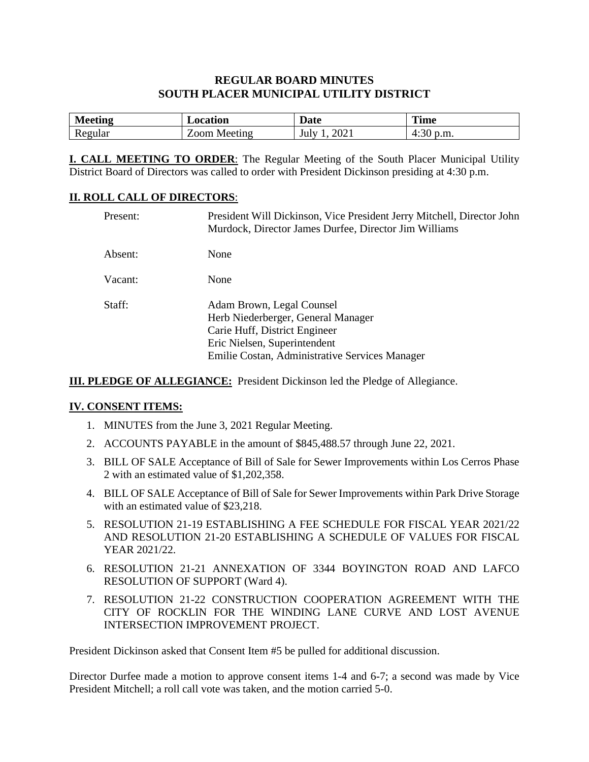# REGULAR BOARD MINUTES
# SOUTH PLACER MUNICIPAL UTILITY DISTRICT

| Meeting | Location | Date | Time |
|---|---|---|---|
| Regular | Zoom Meeting | July 1, 2021 | 4:30 p.m. |

**I. CALL MEETING TO ORDER**: The Regular Meeting of the South Placer Municipal Utility District Board of Directors was called to order with President Dickinson presiding at 4:30 p.m.

**II. ROLL CALL OF DIRECTORS**:

Present: President Will Dickinson, Vice President Jerry Mitchell, Director John Murdock, Director James Durfee, Director Jim Williams

Absent: None

Vacant: None

Staff: Adam Brown, Legal Counsel
Herb Niederberger, General Manager
Carie Huff, District Engineer
Eric Nielsen, Superintendent
Emilie Costan, Administrative Services Manager

**III. PLEDGE OF ALLEGIANCE:** President Dickinson led the Pledge of Allegiance.

**IV. CONSENT ITEMS:**

1. MINUTES from the June 3, 2021 Regular Meeting.
2. ACCOUNTS PAYABLE in the amount of $845,488.57 through June 22, 2021.
3. BILL OF SALE Acceptance of Bill of Sale for Sewer Improvements within Los Cerros Phase 2 with an estimated value of $1,202,358.
4. BILL OF SALE Acceptance of Bill of Sale for Sewer Improvements within Park Drive Storage with an estimated value of $23,218.
5. RESOLUTION 21-19 ESTABLISHING A FEE SCHEDULE FOR FISCAL YEAR 2021/22 AND RESOLUTION 21-20 ESTABLISHING A SCHEDULE OF VALUES FOR FISCAL YEAR 2021/22.
6. RESOLUTION 21-21 ANNEXATION OF 3344 BOYINGTON ROAD AND LAFCO RESOLUTION OF SUPPORT (Ward 4).
7. RESOLUTION 21-22 CONSTRUCTION COOPERATION AGREEMENT WITH THE CITY OF ROCKLIN FOR THE WINDING LANE CURVE AND LOST AVENUE INTERSECTION IMPROVEMENT PROJECT.

President Dickinson asked that Consent Item #5 be pulled for additional discussion.

Director Durfee made a motion to approve consent items 1-4 and 6-7; a second was made by Vice President Mitchell; a roll call vote was taken, and the motion carried 5-0.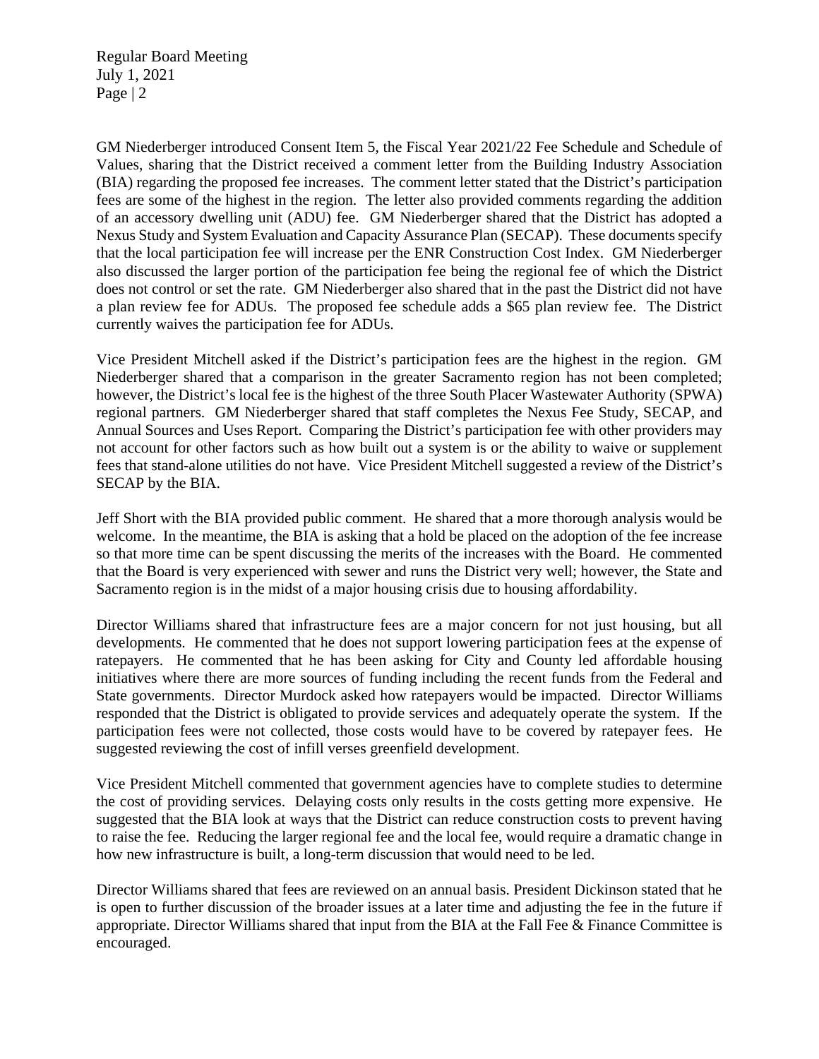GM Niederberger introduced Consent Item 5, the Fiscal Year 2021/22 Fee Schedule and Schedule of Values, sharing that the District received a comment letter from the Building Industry Association (BIA) regarding the proposed fee increases. The comment letter stated that the District's participation fees are some of the highest in the region. The letter also provided comments regarding the addition of an accessory dwelling unit (ADU) fee. GM Niederberger shared that the District has adopted a Nexus Study and System Evaluation and Capacity Assurance Plan (SECAP). These documents specify that the local participation fee will increase per the ENR Construction Cost Index. GM Niederberger also discussed the larger portion of the participation fee being the regional fee of which the District does not control or set the rate. GM Niederberger also shared that in the past the District did not have a plan review fee for ADUs. The proposed fee schedule adds a $65 plan review fee. The District currently waives the participation fee for ADUs.

Vice President Mitchell asked if the District's participation fees are the highest in the region. GM Niederberger shared that a comparison in the greater Sacramento region has not been completed; however, the District's local fee is the highest of the three South Placer Wastewater Authority (SPWA) regional partners. GM Niederberger shared that staff completes the Nexus Fee Study, SECAP, and Annual Sources and Uses Report. Comparing the District's participation fee with other providers may not account for other factors such as how built out a system is or the ability to waive or supplement fees that stand-alone utilities do not have. Vice President Mitchell suggested a review of the District's SECAP by the BIA.

Jeff Short with the BIA provided public comment. He shared that a more thorough analysis would be welcome. In the meantime, the BIA is asking that a hold be placed on the adoption of the fee increase so that more time can be spent discussing the merits of the increases with the Board. He commented that the Board is very experienced with sewer and runs the District very well; however, the State and Sacramento region is in the midst of a major housing crisis due to housing affordability.

Director Williams shared that infrastructure fees are a major concern for not just housing, but all developments. He commented that he does not support lowering participation fees at the expense of ratepayers. He commented that he has been asking for City and County led affordable housing initiatives where there are more sources of funding including the recent funds from the Federal and State governments. Director Murdock asked how ratepayers would be impacted. Director Williams responded that the District is obligated to provide services and adequately operate the system. If the participation fees were not collected, those costs would have to be covered by ratepayer fees. He suggested reviewing the cost of infill verses greenfield development.

Vice President Mitchell commented that government agencies have to complete studies to determine the cost of providing services. Delaying costs only results in the costs getting more expensive. He suggested that the BIA look at ways that the District can reduce construction costs to prevent having to raise the fee. Reducing the larger regional fee and the local fee, would require a dramatic change in how new infrastructure is built, a long-term discussion that would need to be led.

Director Williams shared that fees are reviewed on an annual basis. President Dickinson stated that he is open to further discussion of the broader issues at a later time and adjusting the fee in the future if appropriate. Director Williams shared that input from the BIA at the Fall Fee & Finance Committee is encouraged.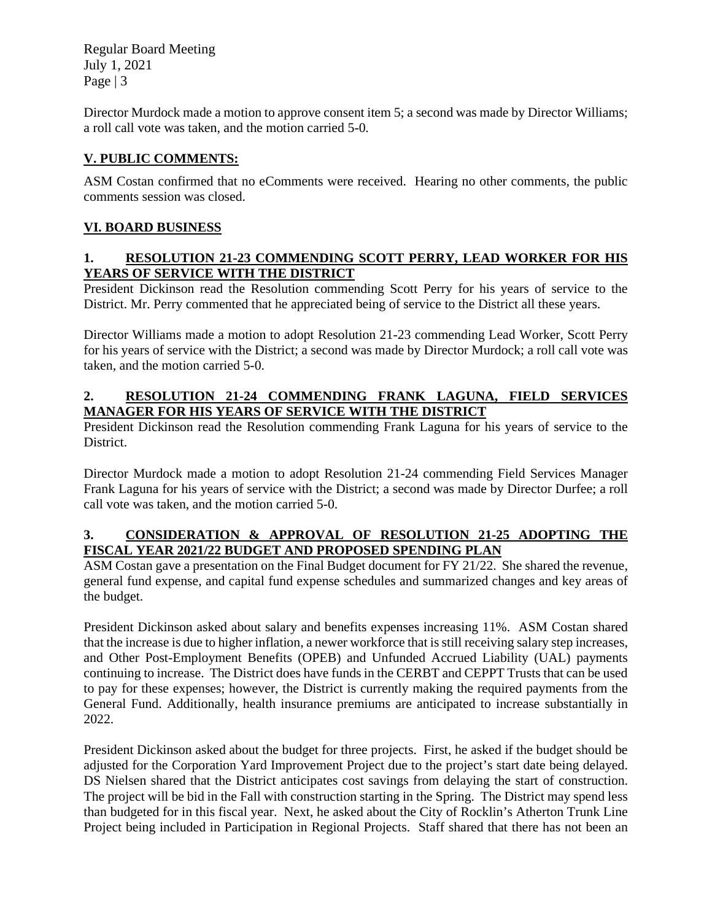Director Murdock made a motion to approve consent item 5; a second was made by Director Williams; a roll call vote was taken, and the motion carried 5-0.

## V. PUBLIC COMMENTS:

ASM Costan confirmed that no eComments were received. Hearing no other comments, the public comments session was closed.

## VI. BOARD BUSINESS

### 1. RESOLUTION 21-23 COMMENDING SCOTT PERRY, LEAD WORKER FOR HIS YEARS OF SERVICE WITH THE DISTRICT

President Dickinson read the Resolution commending Scott Perry for his years of service to the District. Mr. Perry commented that he appreciated being of service to the District all these years.

Director Williams made a motion to adopt Resolution 21-23 commending Lead Worker, Scott Perry for his years of service with the District; a second was made by Director Murdock; a roll call vote was taken, and the motion carried 5-0.

### 2. RESOLUTION 21-24 COMMENDING FRANK LAGUNA, FIELD SERVICES MANAGER FOR HIS YEARS OF SERVICE WITH THE DISTRICT

President Dickinson read the Resolution commending Frank Laguna for his years of service to the District.

Director Murdock made a motion to adopt Resolution 21-24 commending Field Services Manager Frank Laguna for his years of service with the District; a second was made by Director Durfee; a roll call vote was taken, and the motion carried 5-0.

### 3. CONSIDERATION & APPROVAL OF RESOLUTION 21-25 ADOPTING THE FISCAL YEAR 2021/22 BUDGET AND PROPOSED SPENDING PLAN

ASM Costan gave a presentation on the Final Budget document for FY 21/22. She shared the revenue, general fund expense, and capital fund expense schedules and summarized changes and key areas of the budget.

President Dickinson asked about salary and benefits expenses increasing 11%. ASM Costan shared that the increase is due to higher inflation, a newer workforce that is still receiving salary step increases, and Other Post-Employment Benefits (OPEB) and Unfunded Accrued Liability (UAL) payments continuing to increase. The District does have funds in the CERBT and CEPPT Trusts that can be used to pay for these expenses; however, the District is currently making the required payments from the General Fund. Additionally, health insurance premiums are anticipated to increase substantially in 2022.

President Dickinson asked about the budget for three projects. First, he asked if the budget should be adjusted for the Corporation Yard Improvement Project due to the project's start date being delayed. DS Nielsen shared that the District anticipates cost savings from delaying the start of construction. The project will be bid in the Fall with construction starting in the Spring. The District may spend less than budgeted for in this fiscal year. Next, he asked about the City of Rocklin's Atherton Trunk Line Project being included in Participation in Regional Projects. Staff shared that there has not been an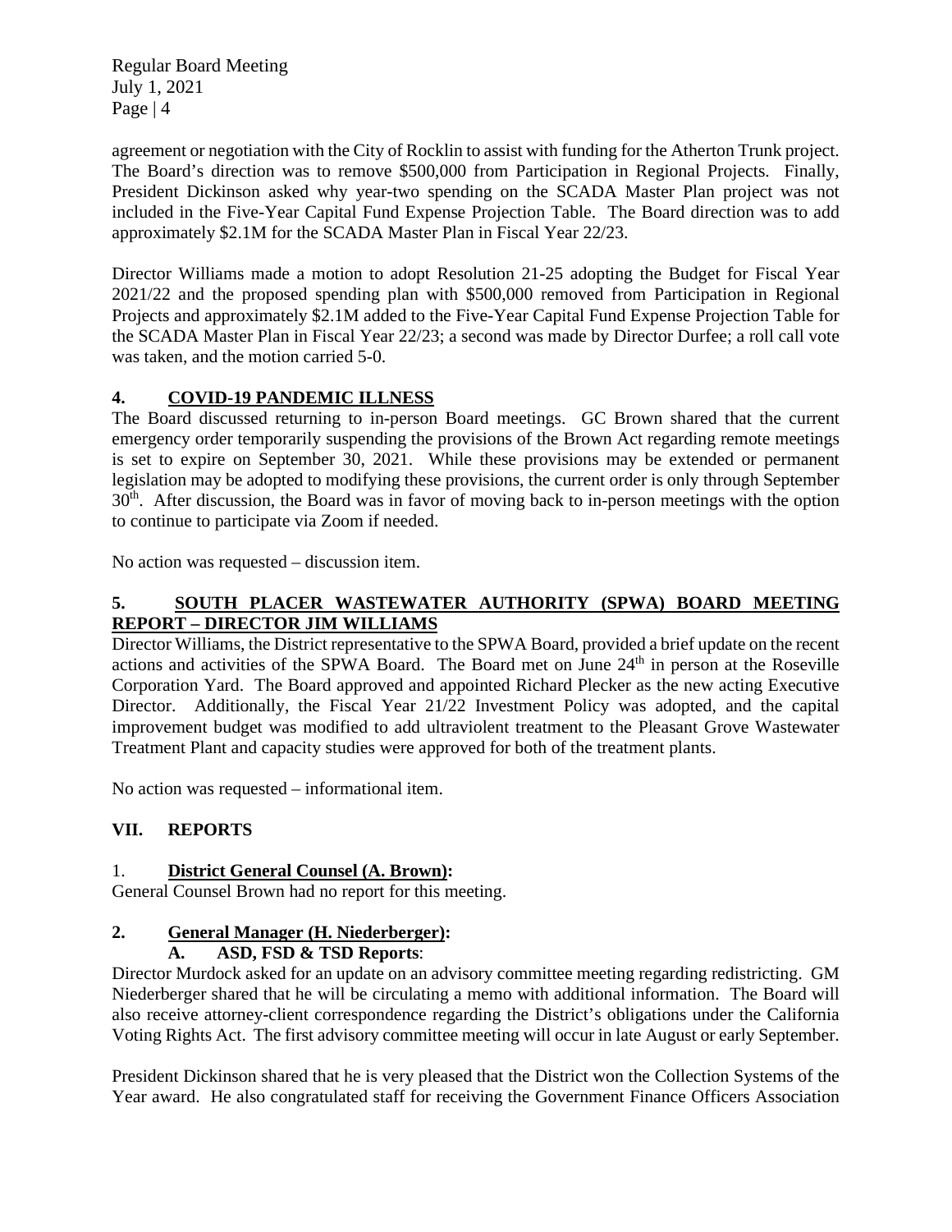agreement or negotiation with the City of Rocklin to assist with funding for the Atherton Trunk project. The Board's direction was to remove $500,000 from Participation in Regional Projects. Finally, President Dickinson asked why year-two spending on the SCADA Master Plan project was not included in the Five-Year Capital Fund Expense Projection Table. The Board direction was to add approximately $2.1M for the SCADA Master Plan in Fiscal Year 22/23.

Director Williams made a motion to adopt Resolution 21-25 adopting the Budget for Fiscal Year 2021/22 and the proposed spending plan with $500,000 removed from Participation in Regional Projects and approximately $2.1M added to the Five-Year Capital Fund Expense Projection Table for the SCADA Master Plan in Fiscal Year 22/23; a second was made by Director Durfee; a roll call vote was taken, and the motion carried 5-0.

### 4. COVID-19 PANDEMIC ILLNESS

The Board discussed returning to in-person Board meetings. GC Brown shared that the current emergency order temporarily suspending the provisions of the Brown Act regarding remote meetings is set to expire on September 30, 2021. While these provisions may be extended or permanent legislation may be adopted to modifying these provisions, the current order is only through September 30th. After discussion, the Board was in favor of moving back to in-person meetings with the option to continue to participate via Zoom if needed.

No action was requested – discussion item.

### 5. SOUTH PLACER WASTEWATER AUTHORITY (SPWA) BOARD MEETING REPORT – DIRECTOR JIM WILLIAMS

Director Williams, the District representative to the SPWA Board, provided a brief update on the recent actions and activities of the SPWA Board. The Board met on June 24th in person at the Roseville Corporation Yard. The Board approved and appointed Richard Plecker as the new acting Executive Director. Additionally, the Fiscal Year 21/22 Investment Policy was adopted, and the capital improvement budget was modified to add ultraviolent treatment to the Pleasant Grove Wastewater Treatment Plant and capacity studies were approved for both of the treatment plants.

No action was requested – informational item.

## VII. REPORTS

### 1. District General Counsel (A. Brown):

General Counsel Brown had no report for this meeting.

### 2. General Manager (H. Niederberger):

#### A. ASD, FSD & TSD Reports:

Director Murdock asked for an update on an advisory committee meeting regarding redistricting. GM Niederberger shared that he will be circulating a memo with additional information. The Board will also receive attorney-client correspondence regarding the District's obligations under the California Voting Rights Act. The first advisory committee meeting will occur in late August or early September.

President Dickinson shared that he is very pleased that the District won the Collection Systems of the Year award. He also congratulated staff for receiving the Government Finance Officers Association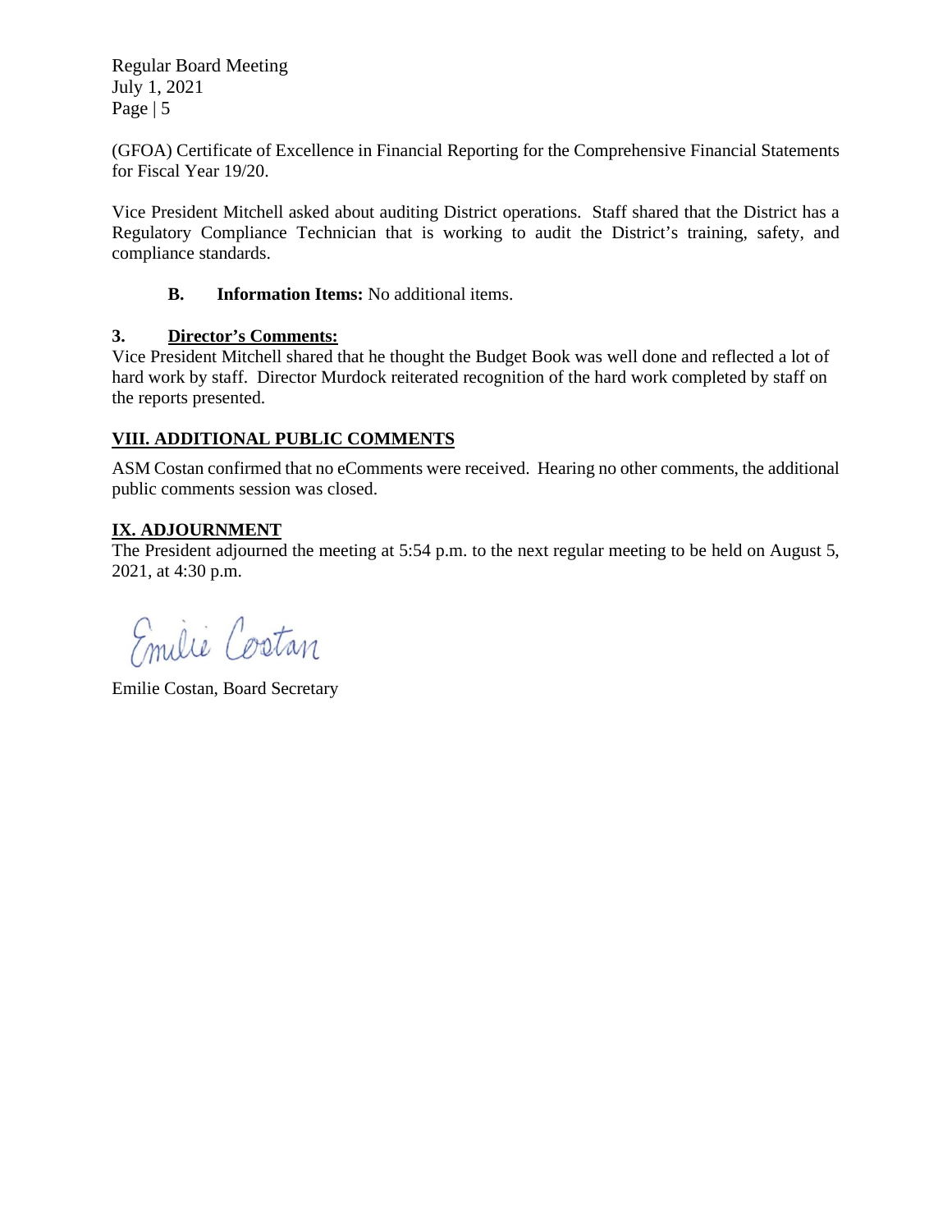(GFOA) Certificate of Excellence in Financial Reporting for the Comprehensive Financial Statements for Fiscal Year 19/20.

Vice President Mitchell asked about auditing District operations. Staff shared that the District has a Regulatory Compliance Technician that is working to audit the District's training, safety, and compliance standards.

**B. Information Items:** No additional items.

**3. Director's Comments:**

Vice President Mitchell shared that he thought the Budget Book was well done and reflected a lot of hard work by staff. Director Murdock reiterated recognition of the hard work completed by staff on the reports presented.

## VIII. ADDITIONAL PUBLIC COMMENTS

ASM Costan confirmed that no eComments were received. Hearing no other comments, the additional public comments session was closed.

## IX. ADJOURNMENT

The President adjourned the meeting at 5:54 p.m. to the next regular meeting to be held on August 5, 2021, at 4:30 p.m.

Emilie Costan

Emilie Costan, Board Secretary